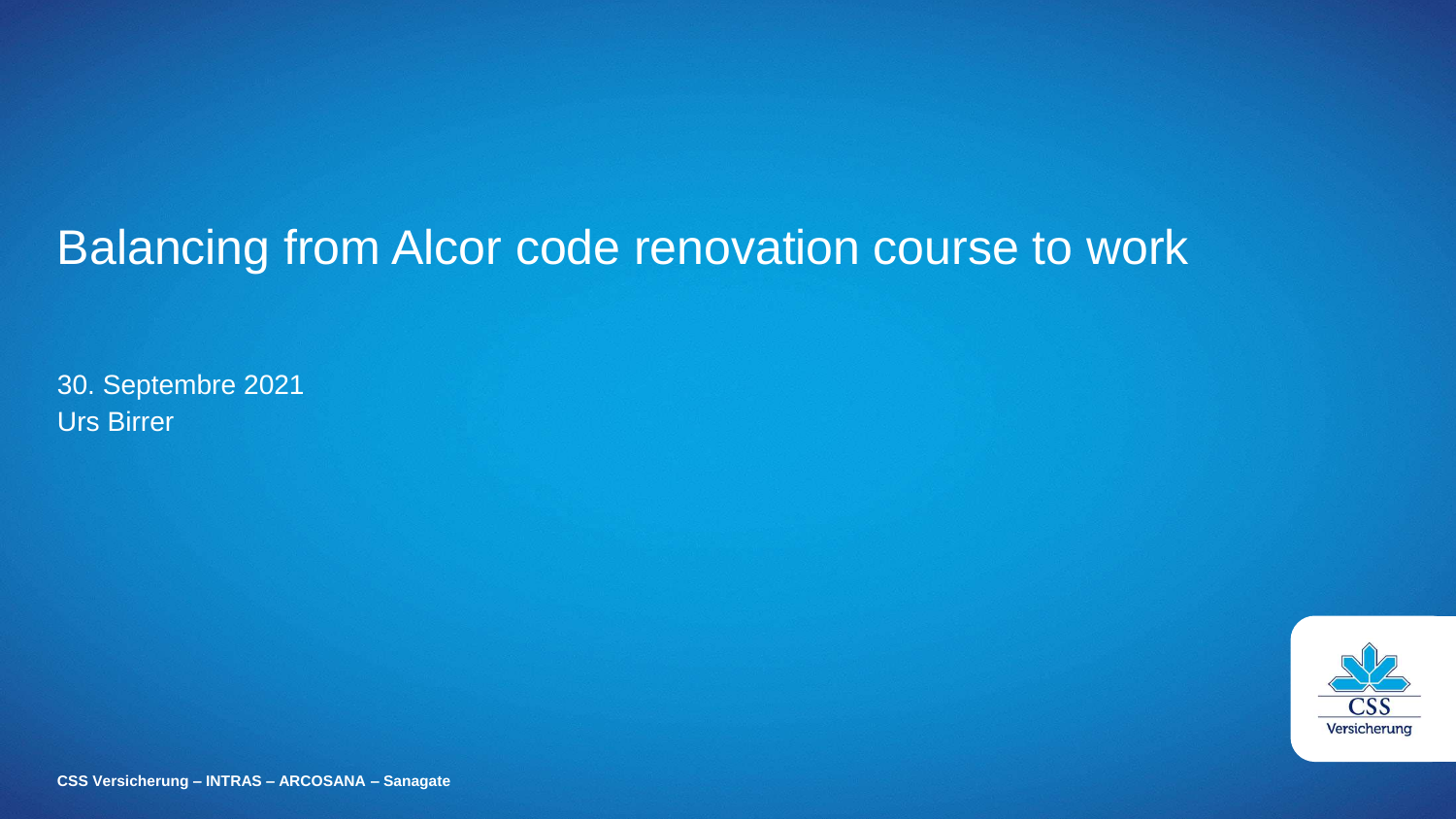# Balancing from Alcor code renovation course to work

30. Septembre 2021
Urs Birrer

CSS Versicherung

**CSS Versicherung – INTRAS – ARCOSANA – Sanagate**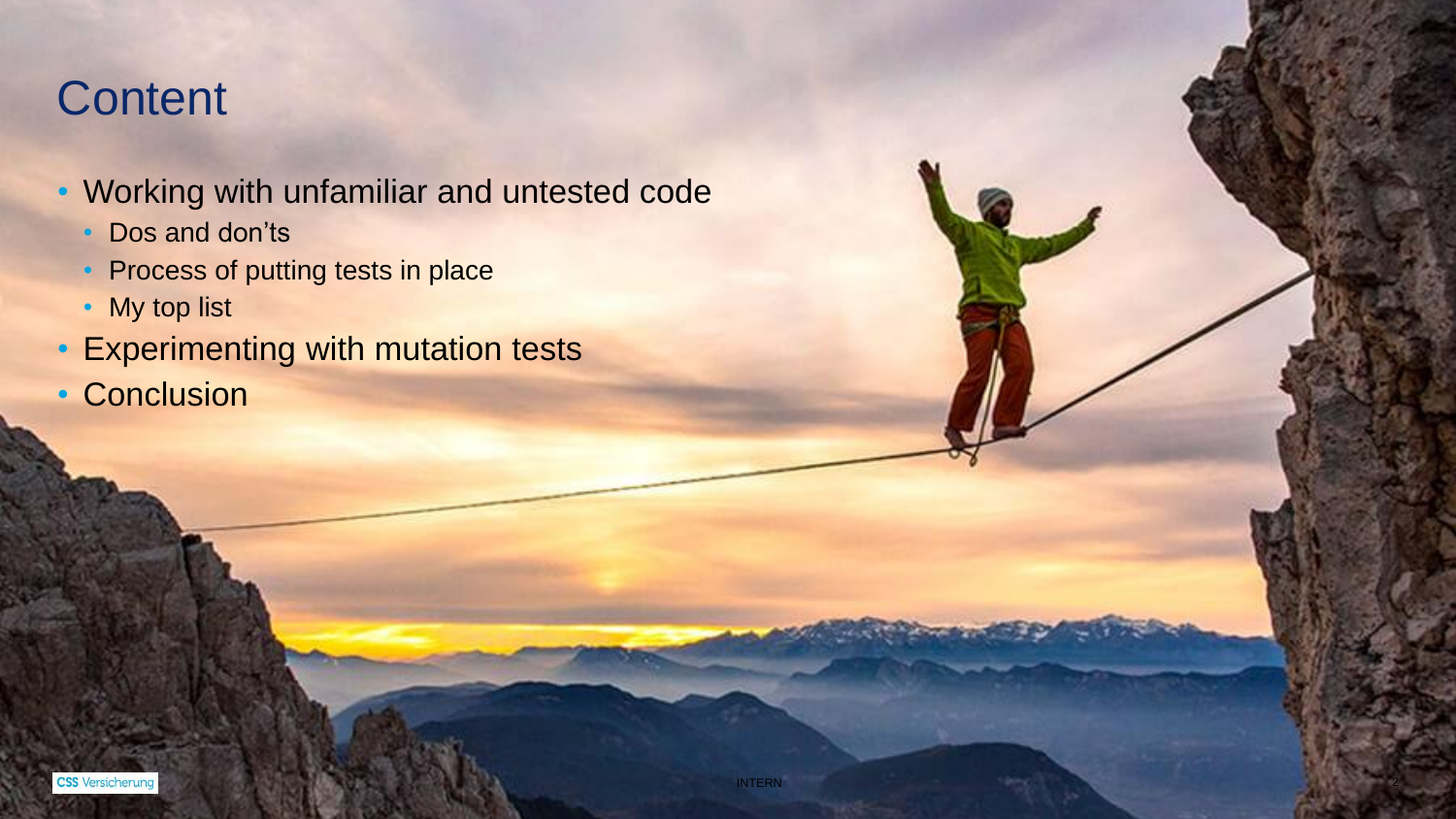# Content

- Working with unfamiliar and untested code
  - Dos and don'ts
  - Process of putting tests in place
  - My top list
- Experimenting with mutation tests
- Conclusion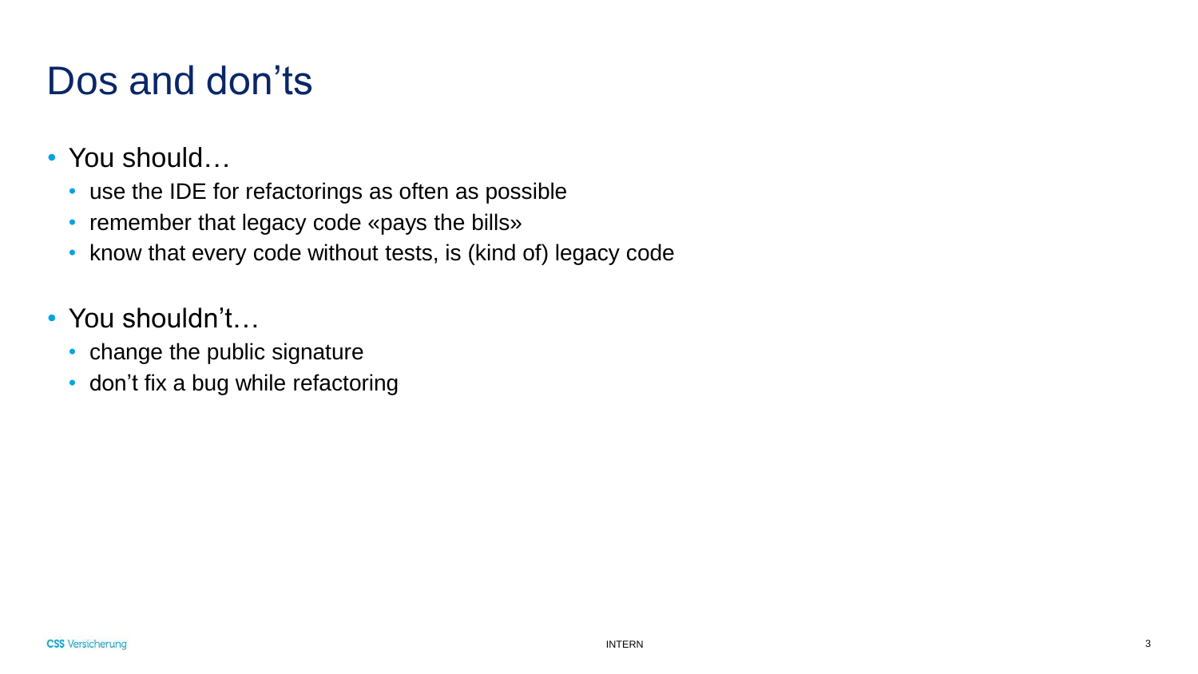# Dos and don’ts

- You should…
  - use the IDE for refactorings as often as possible
  - remember that legacy code «pays the bills»
  - know that every code without tests, is (kind of) legacy code

- You shouldn’t…
  - change the public signature
  - don’t fix a bug while refactoring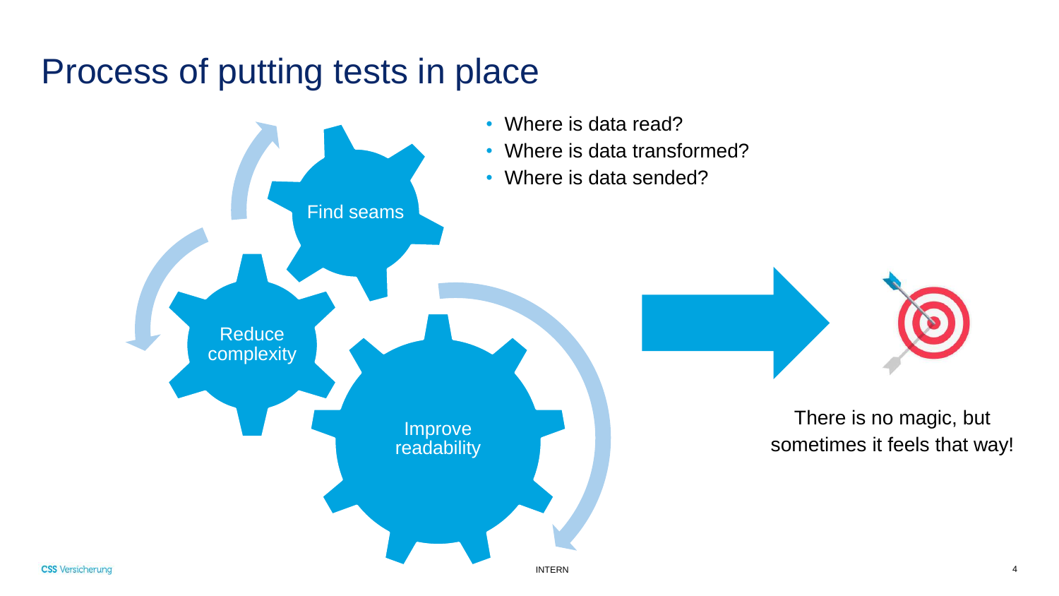# Process of putting tests in place

Find seams

Reduce complexity

Improve readability

- Where is data read?
- Where is data transformed?
- Where is data sended?

There is no magic, but sometimes it feels that way!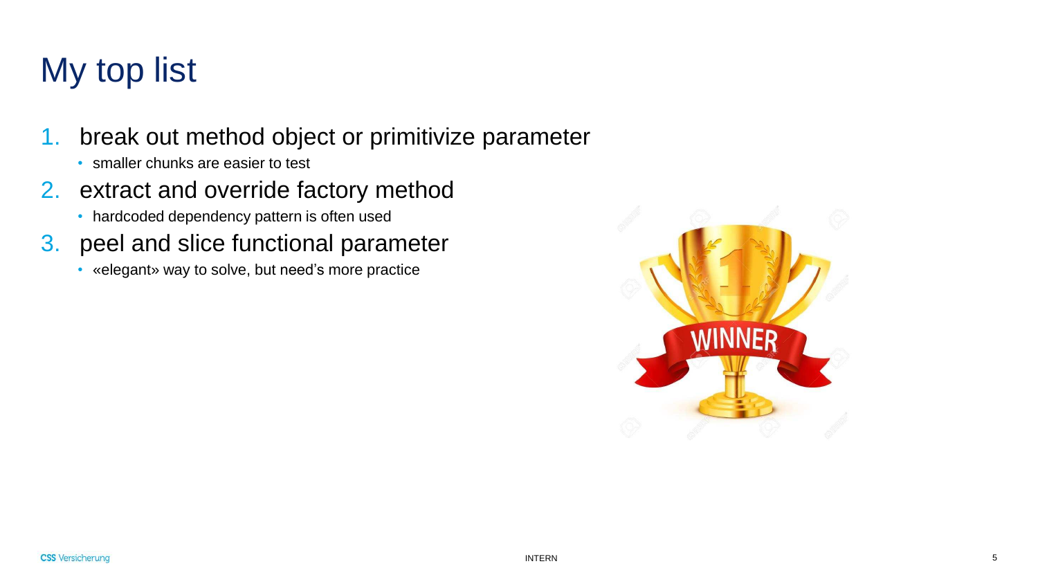# My top list

1. break out method object or primitivize parameter
   - smaller chunks are easier to test
2. extract and override factory method
   - hardcoded dependency pattern is often used
3. peel and slice functional parameter
   - «elegant» way to solve, but need's more practice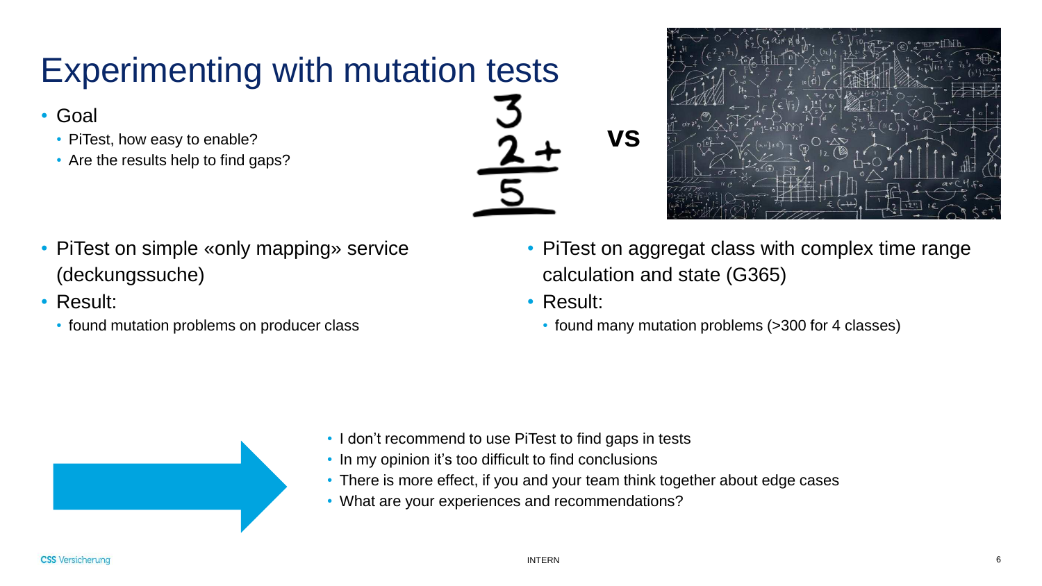# Experimenting with mutation tests

- Goal
  - PiTest, how easy to enable?
  - Are the results help to find gaps?

vs

- PiTest on simple «only mapping» service (deckungssuche)
- Result:
  - found mutation problems on producer class

- PiTest on aggregat class with complex time range calculation and state (G365)
- Result:
  - found many mutation problems (>300 for 4 classes)

- I don't recommend to use PiTest to find gaps in tests
- In my opinion it's too difficult to find conclusions
- There is more effect, if you and your team think together about edge cases
- What are your experiences and recommendations?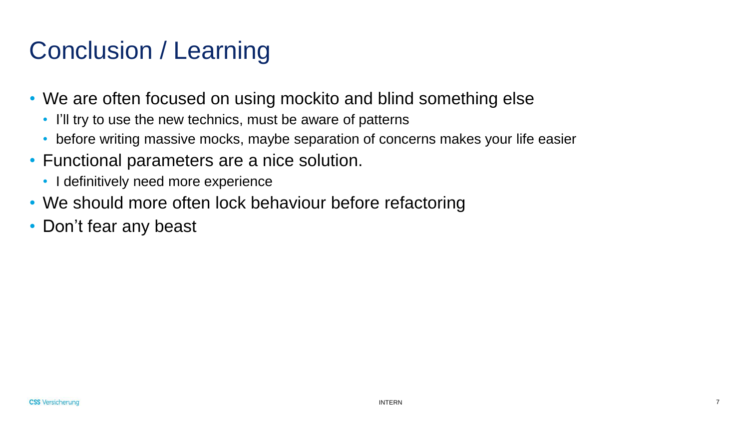# Conclusion / Learning

- We are often focused on using mockito and blind something else
  - I'll try to use the new technics, must be aware of patterns
  - before writing massive mocks, maybe separation of concerns makes your life easier
- Functional parameters are a nice solution.
  - I definitively need more experience
- We should more often lock behaviour before refactoring
- Don't fear any beast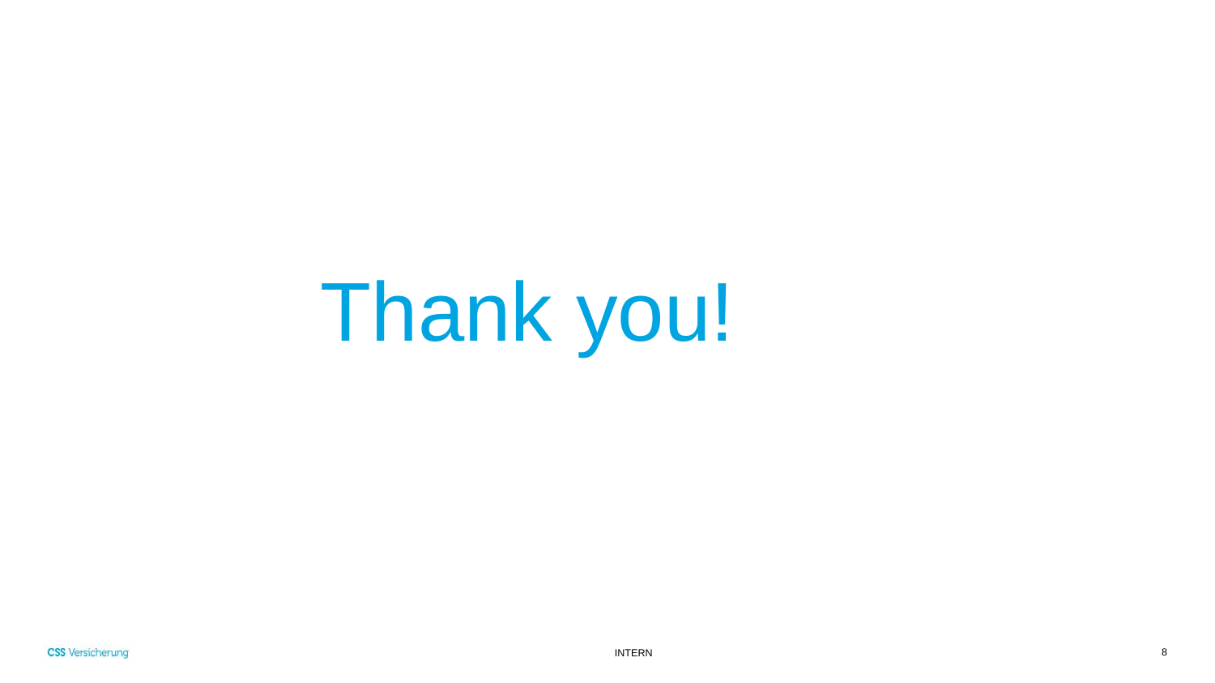# Thank you!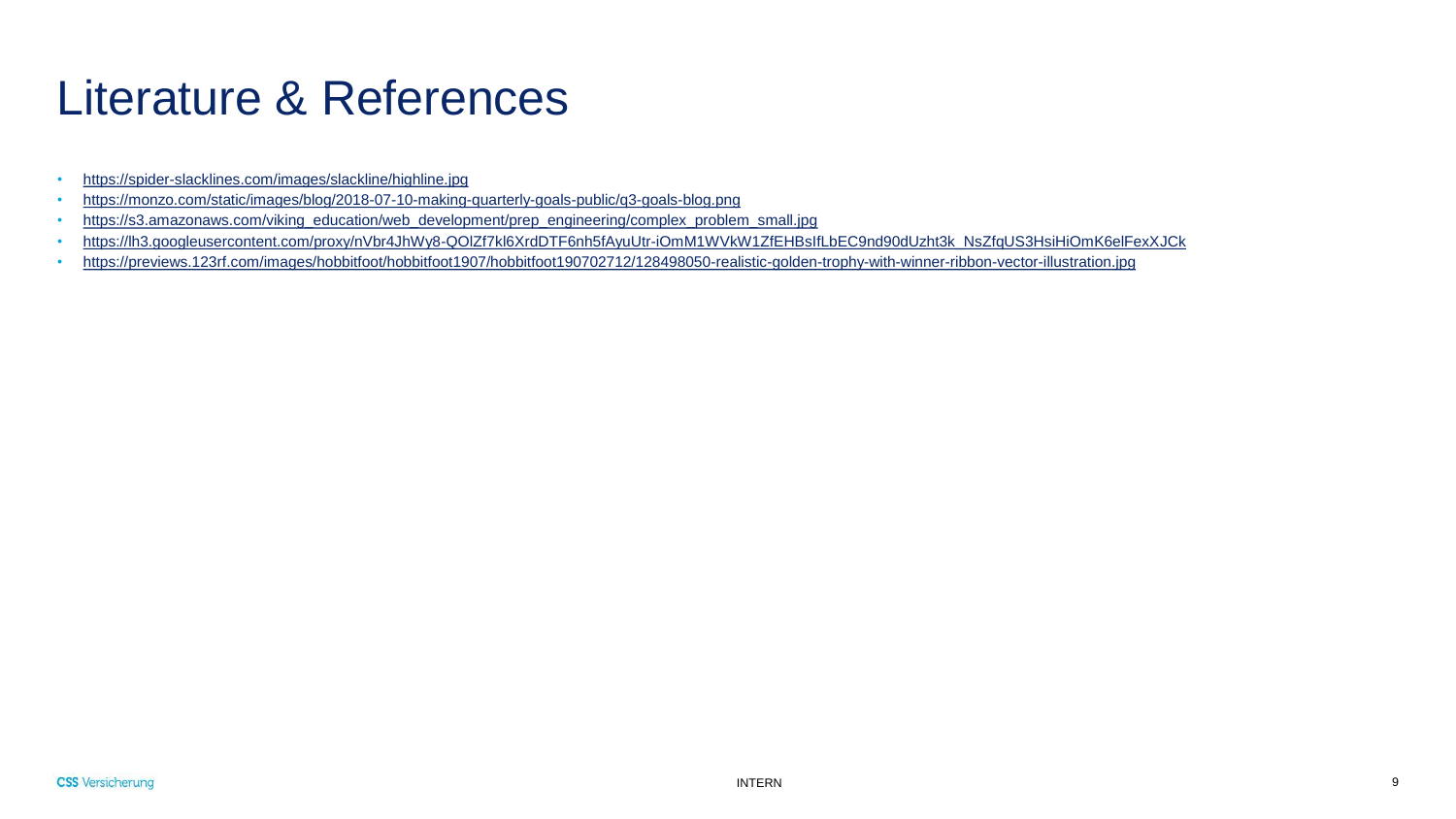# Literature & References

- https://spider-slacklines.com/images/slackline/highline.jpg
- https://monzo.com/static/images/blog/2018-07-10-making-quarterly-goals-public/q3-goals-blog.png
- https://s3.amazonaws.com/viking_education/web_development/prep_engineering/complex_problem_small.jpg
- https://lh3.googleusercontent.com/proxy/nVbr4JhWy8-QOlZf7kl6XrdDTF6nh5fAyuUtr-iOmM1WVkW1ZfEHBsIfLbEC9nd90dUzht3k_NsZfqUS3HsiHiOmK6elFexXJCk
- https://previews.123rf.com/images/hobbitfoot/hobbitfoot1907/hobbitfoot190702712/128498050-realistic-golden-trophy-with-winner-ribbon-vector-illustration.jpg